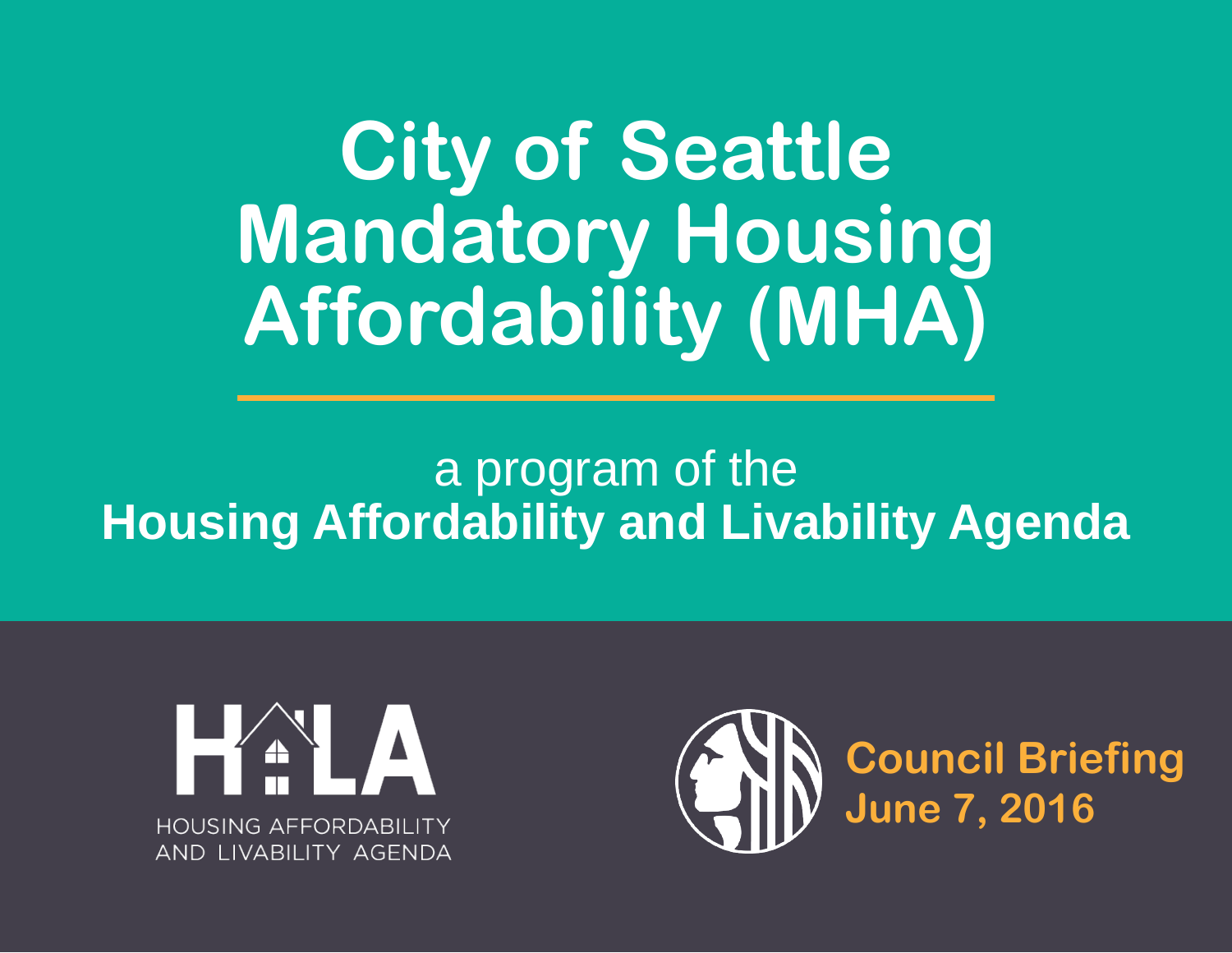# City of Seattle Mandatory Housing Affordability (MHA)

a program of the
**Housing Affordability and Livability Agenda**

HALA
HOUSING AFFORDABILITY AND LIVABILITY AGENDA

**Council Briefing**
**June 7, 2016**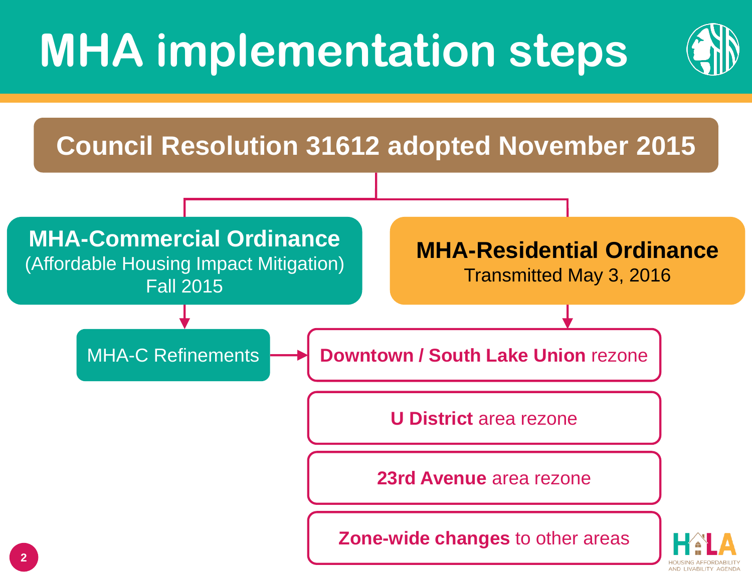# MHA implementation steps

## Council Resolution 31612 adopted November 2015

### MHA-Commercial Ordinance
(Affordable Housing Impact Mitigation)
Fall 2015

- MHA-C Refinements → **Downtown / South Lake Union** rezone

### MHA-Residential Ordinance
Transmitted May 3, 2016

- **Downtown / South Lake Union** rezone
- **U District** area rezone
- **23rd Avenue** area rezone
- **Zone-wide changes** to other areas

HALA
HOUSING AFFORDABILITY AND LIVABILITY AGENDA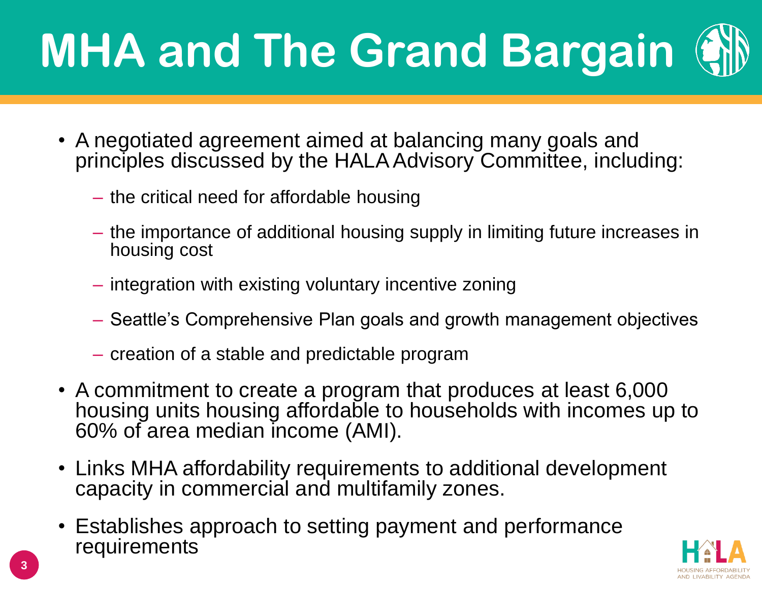# MHA and The Grand Bargain

- A negotiated agreement aimed at balancing many goals and principles discussed by the HALA Advisory Committee, including:
  - the critical need for affordable housing
  - the importance of additional housing supply in limiting future increases in housing cost
  - integration with existing voluntary incentive zoning
  - Seattle's Comprehensive Plan goals and growth management objectives
  - creation of a stable and predictable program
- A commitment to create a program that produces at least 6,000 housing units housing affordable to households with incomes up to 60% of area median income (AMI).
- Links MHA affordability requirements to additional development capacity in commercial and multifamily zones.
- Establishes approach to setting payment and performance requirements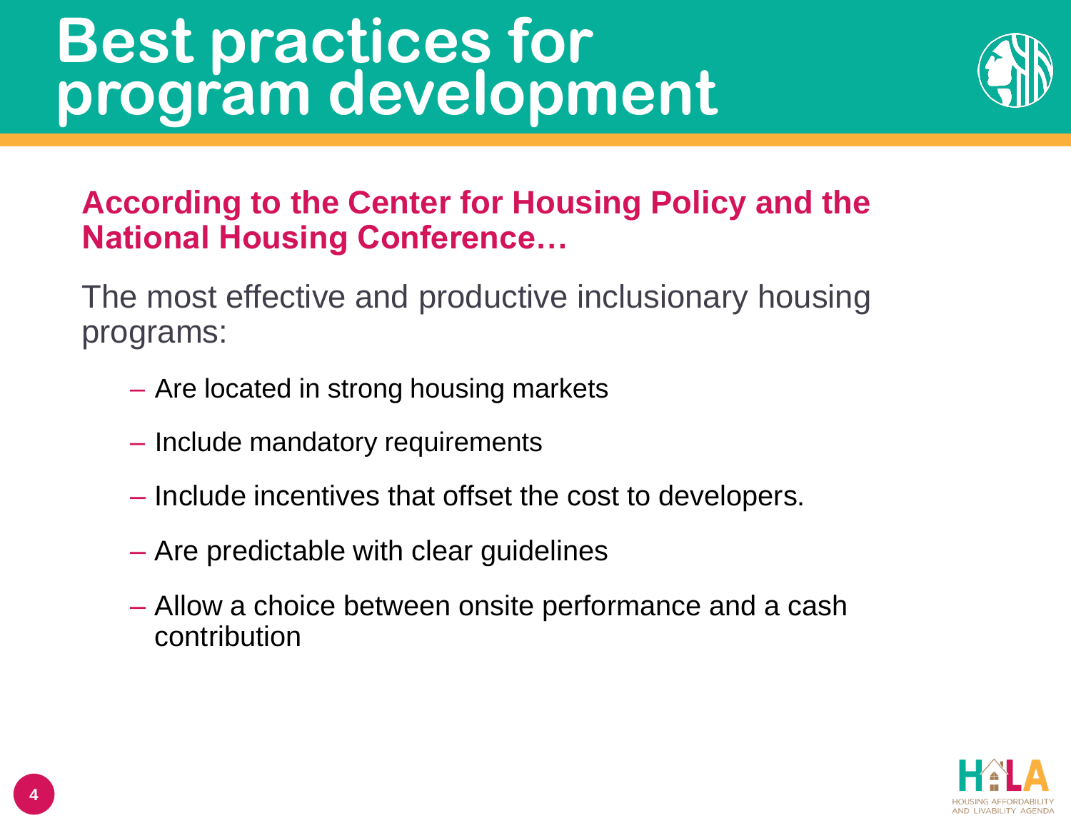# Best practices for program development

**According to the Center for Housing Policy and the National Housing Conference…**

The most effective and productive inclusionary housing programs:

- Are located in strong housing markets
- Include mandatory requirements
- Include incentives that offset the cost to developers.
- Are predictable with clear guidelines
- Allow a choice between onsite performance and a cash contribution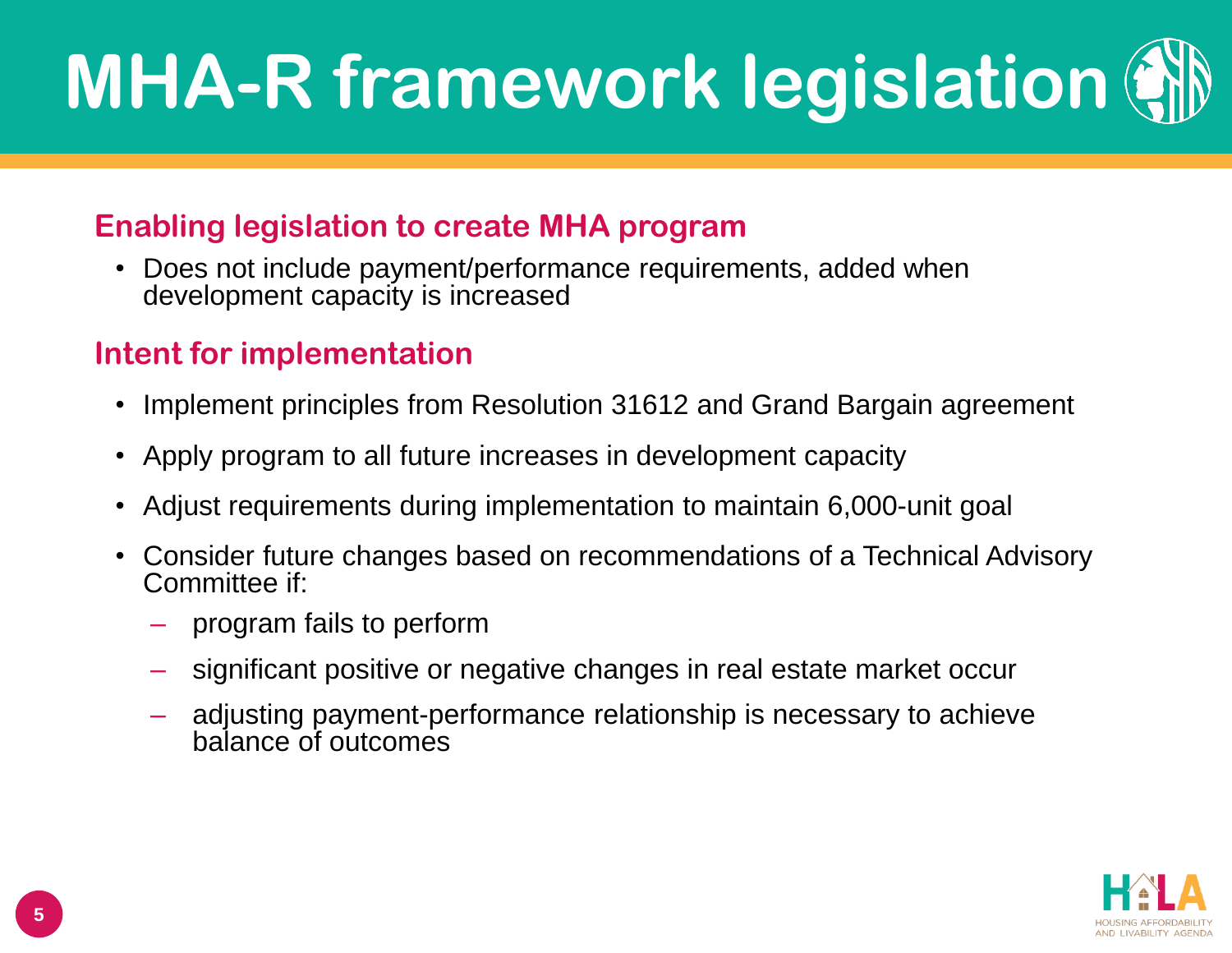# MHA-R framework legislation

## Enabling legislation to create MHA program

- Does not include payment/performance requirements, added when development capacity is increased

## Intent for implementation

- Implement principles from Resolution 31612 and Grand Bargain agreement
- Apply program to all future increases in development capacity
- Adjust requirements during implementation to maintain 6,000-unit goal
- Consider future changes based on recommendations of a Technical Advisory Committee if:
  - program fails to perform
  - significant positive or negative changes in real estate market occur
  - adjusting payment-performance relationship is necessary to achieve balance of outcomes

HALA
HOUSING AFFORDABILITY AND LIVABILITY AGENDA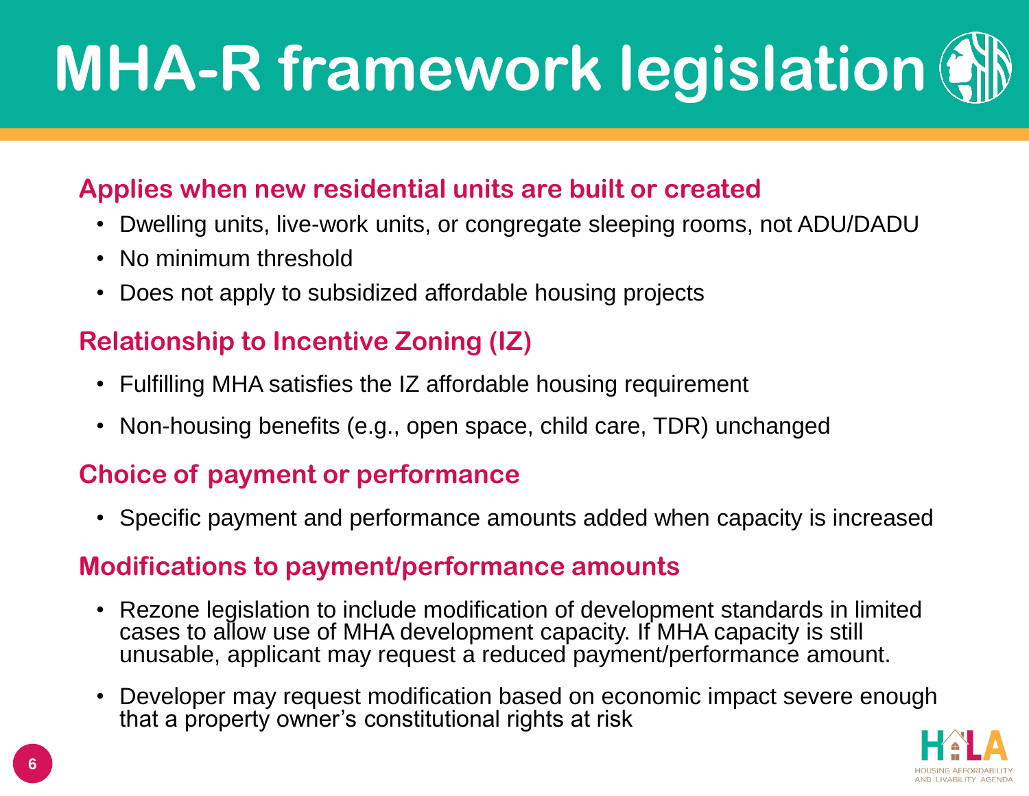# MHA-R framework legislation

## Applies when new residential units are built or created

- Dwelling units, live-work units, or congregate sleeping rooms, not ADU/DADU
- No minimum threshold
- Does not apply to subsidized affordable housing projects

## Relationship to Incentive Zoning (IZ)

- Fulfilling MHA satisfies the IZ affordable housing requirement
- Non-housing benefits (e.g., open space, child care, TDR) unchanged

## Choice of payment or performance

- Specific payment and performance amounts added when capacity is increased

## Modifications to payment/performance amounts

- Rezone legislation to include modification of development standards in limited cases to allow use of MHA development capacity. If MHA capacity is still unusable, applicant may request a reduced payment/performance amount.
- Developer may request modification based on economic impact severe enough that a property owner's constitutional rights at risk

HOUSING AFFORDABILITY AND LIVABILITY AGENDA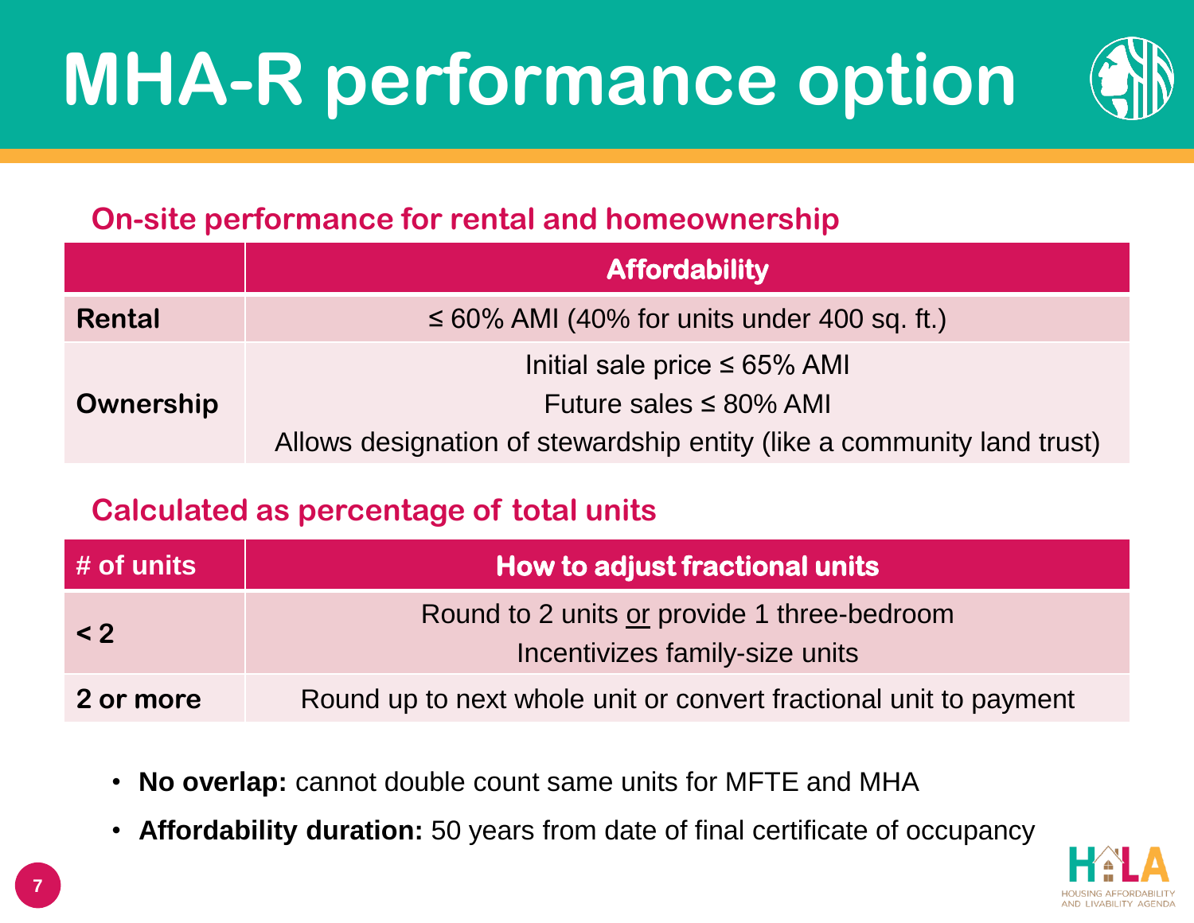# MHA-R performance option

## On-site performance for rental and homeownership

| | Affordability |
|---|---|
| **Rental** | ≤ 60% AMI (40% for units under 400 sq. ft.) |
| **Ownership** | Initial sale price ≤ 65% AMI<br>Future sales ≤ 80% AMI<br>Allows designation of stewardship entity (like a community land trust) |

## Calculated as percentage of total units

| # of units | How to adjust fractional units |
|---|---|
| **< 2** | Round to 2 units or provide 1 three-bedroom<br>Incentivizes family-size units |
| **2 or more** | Round up to next whole unit or convert fractional unit to payment |

- **No overlap:** cannot double count same units for MFTE and MHA
- **Affordability duration:** 50 years from date of final certificate of occupancy

HALA
HOUSING AFFORDABILITY AND LIVABILITY AGENDA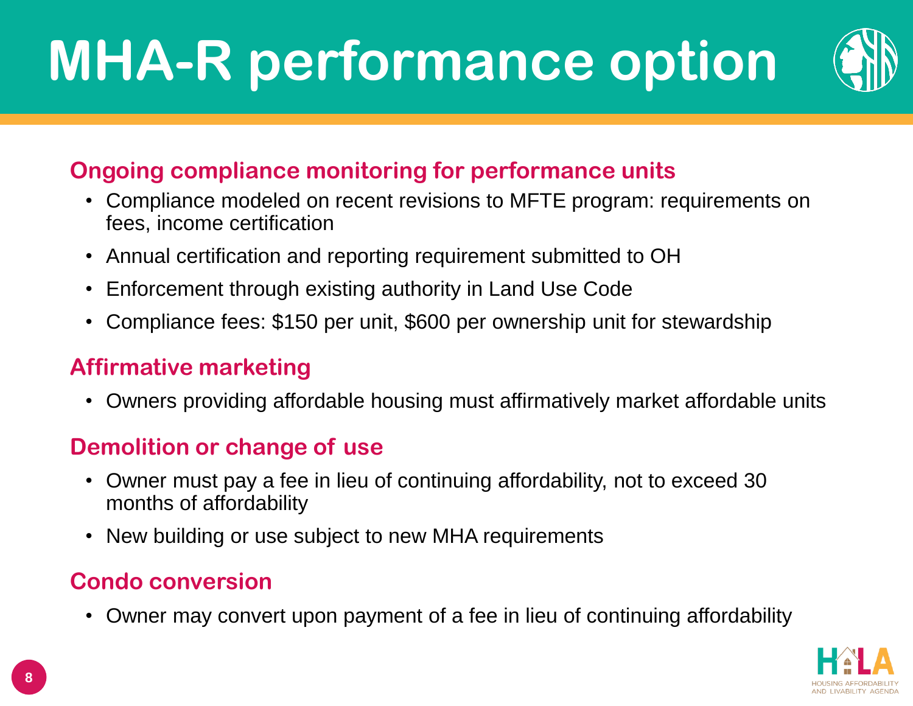# MHA-R performance option

## Ongoing compliance monitoring for performance units

- Compliance modeled on recent revisions to MFTE program: requirements on fees, income certification
- Annual certification and reporting requirement submitted to OH
- Enforcement through existing authority in Land Use Code
- Compliance fees: $150 per unit, $600 per ownership unit for stewardship

## Affirmative marketing

- Owners providing affordable housing must affirmatively market affordable units

## Demolition or change of use

- Owner must pay a fee in lieu of continuing affordability, not to exceed 30 months of affordability
- New building or use subject to new MHA requirements

## Condo conversion

- Owner may convert upon payment of a fee in lieu of continuing affordability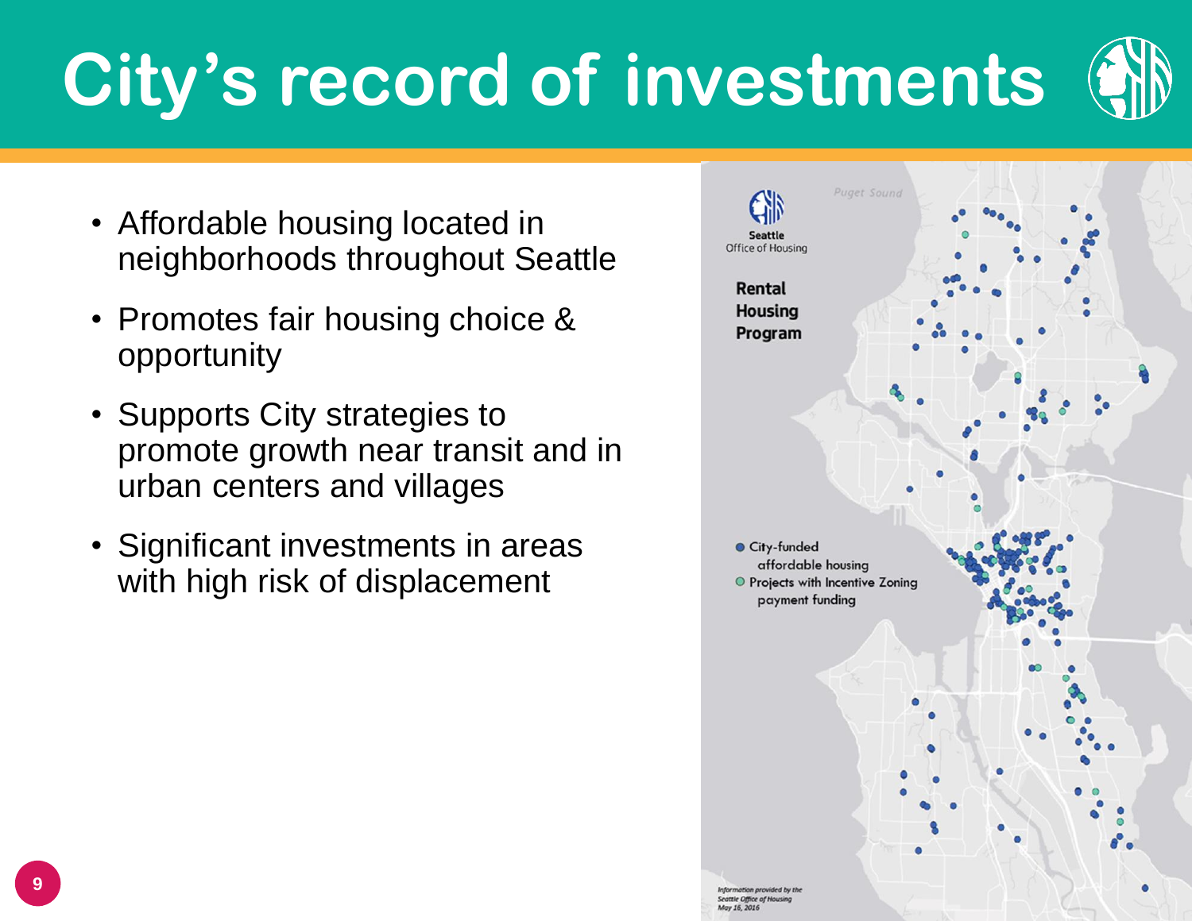# City's record of investments

- Affordable housing located in neighborhoods throughout Seattle
- Promotes fair housing choice & opportunity
- Supports City strategies to promote growth near transit and in urban centers and villages
- Significant investments in areas with high risk of displacement

Seattle Office of Housing

**Rental Housing Program**

- City-funded affordable housing
- Projects with Incentive Zoning payment funding

Puget Sound

*Information provided by the Seattle Office of Housing May 16, 2016*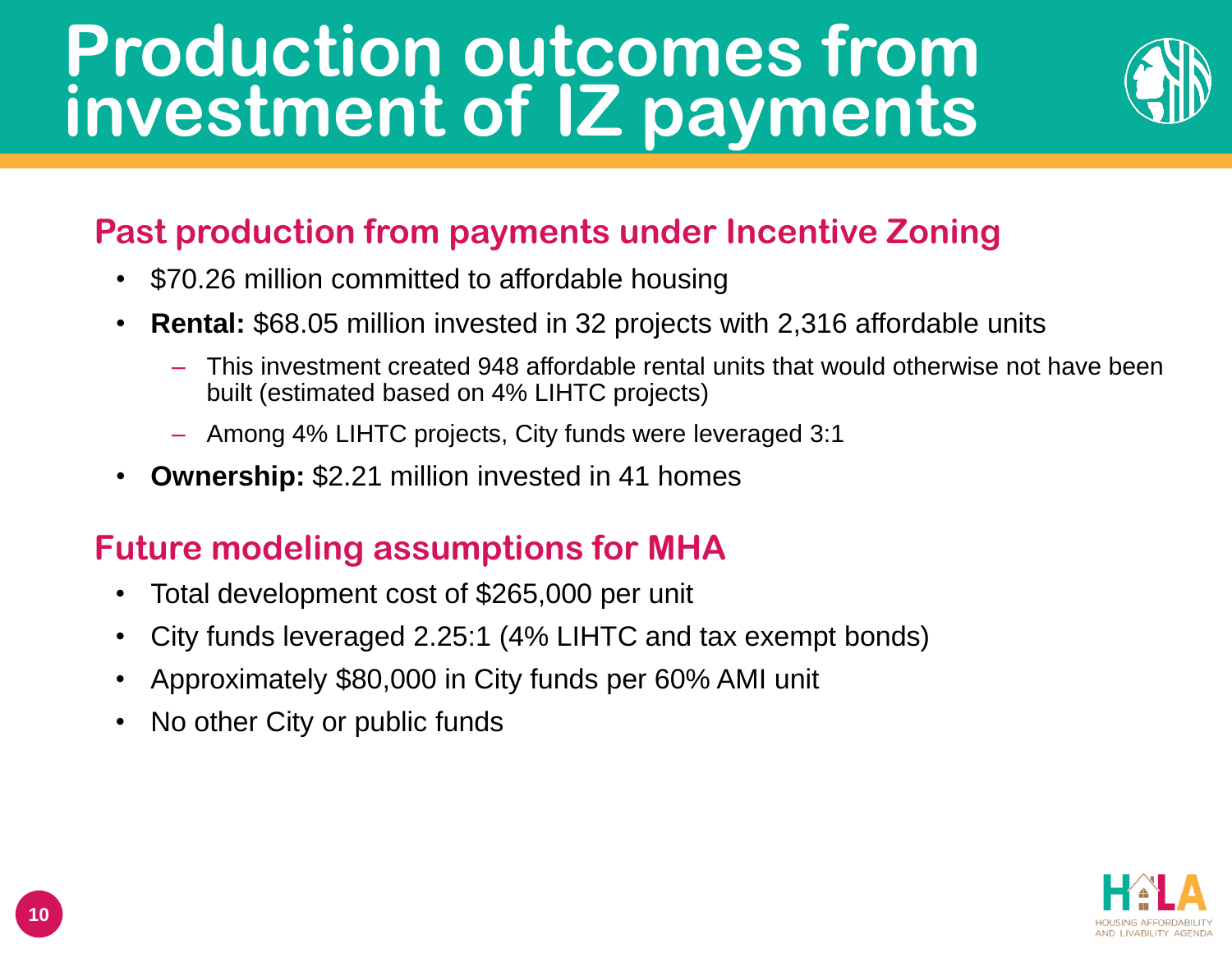# Production outcomes from investment of IZ payments

## Past production from payments under Incentive Zoning

- $70.26 million committed to affordable housing
- **Rental:** $68.05 million invested in 32 projects with 2,316 affordable units
  - This investment created 948 affordable rental units that would otherwise not have been built (estimated based on 4% LIHTC projects)
  - Among 4% LIHTC projects, City funds were leveraged 3:1
- **Ownership:** $2.21 million invested in 41 homes

## Future modeling assumptions for MHA

- Total development cost of $265,000 per unit
- City funds leveraged 2.25:1 (4% LIHTC and tax exempt bonds)
- Approximately $80,000 in City funds per 60% AMI unit
- No other City or public funds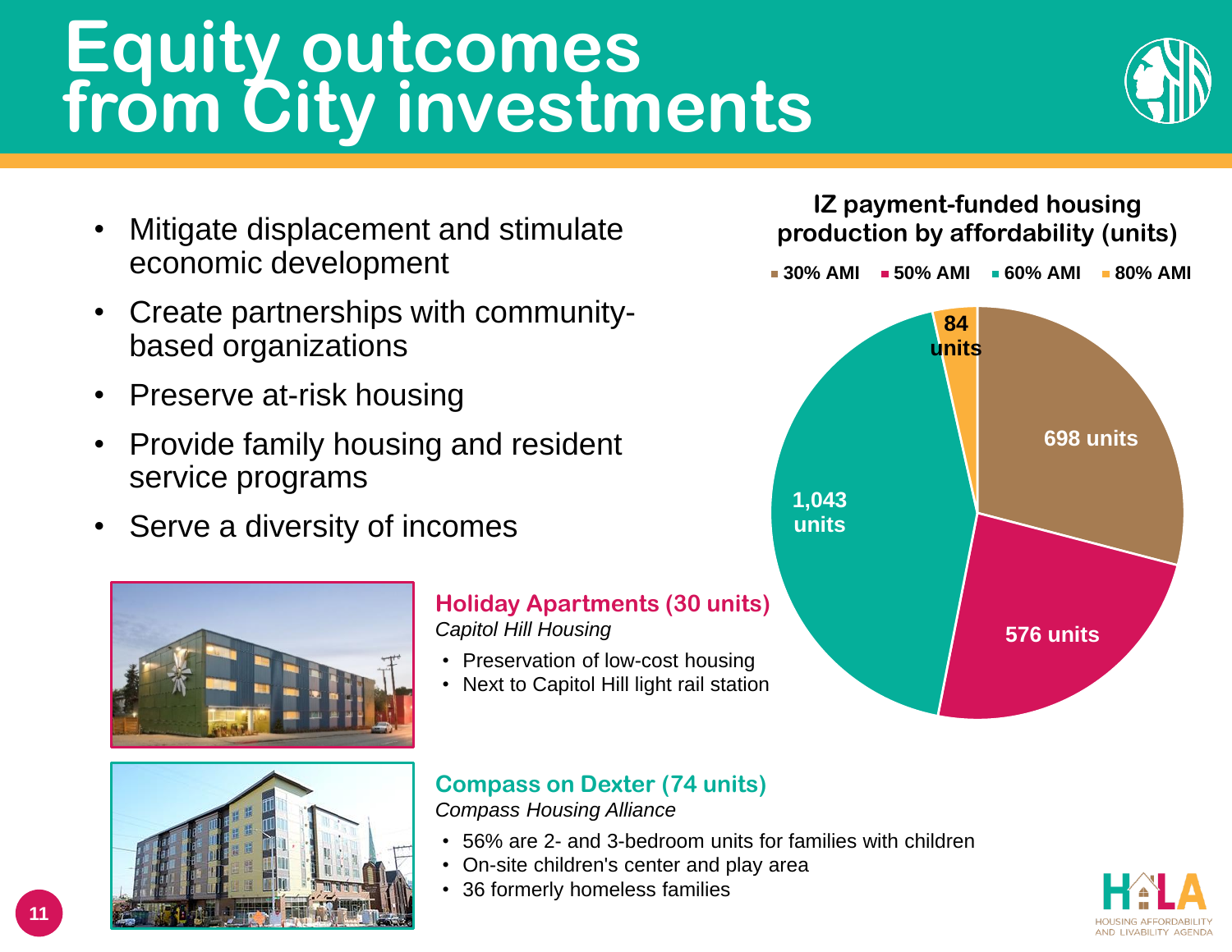# Equity outcomes from City investments

- Mitigate displacement and stimulate economic development
- Create partnerships with community-based organizations
- Preserve at-risk housing
- Provide family housing and resident service programs
- Serve a diversity of incomes

### IZ payment-funded housing production by affordability (units)

| Affordability | Units |
| --- | --- |
| 30% AMI | 698 units |
| 50% AMI | 576 units |
| 60% AMI | 1,043 units |
| 80% AMI | 84 units |

### Holiday Apartments (30 units)

*Capitol Hill Housing*

- Preservation of low-cost housing
- Next to Capitol Hill light rail station

### Compass on Dexter (74 units)

*Compass Housing Alliance*

- 56% are 2- and 3-bedroom units for families with children
- On-site children's center and play area
- 36 formerly homeless families

HALA
HOUSING AFFORDABILITY AND LIVABILITY AGENDA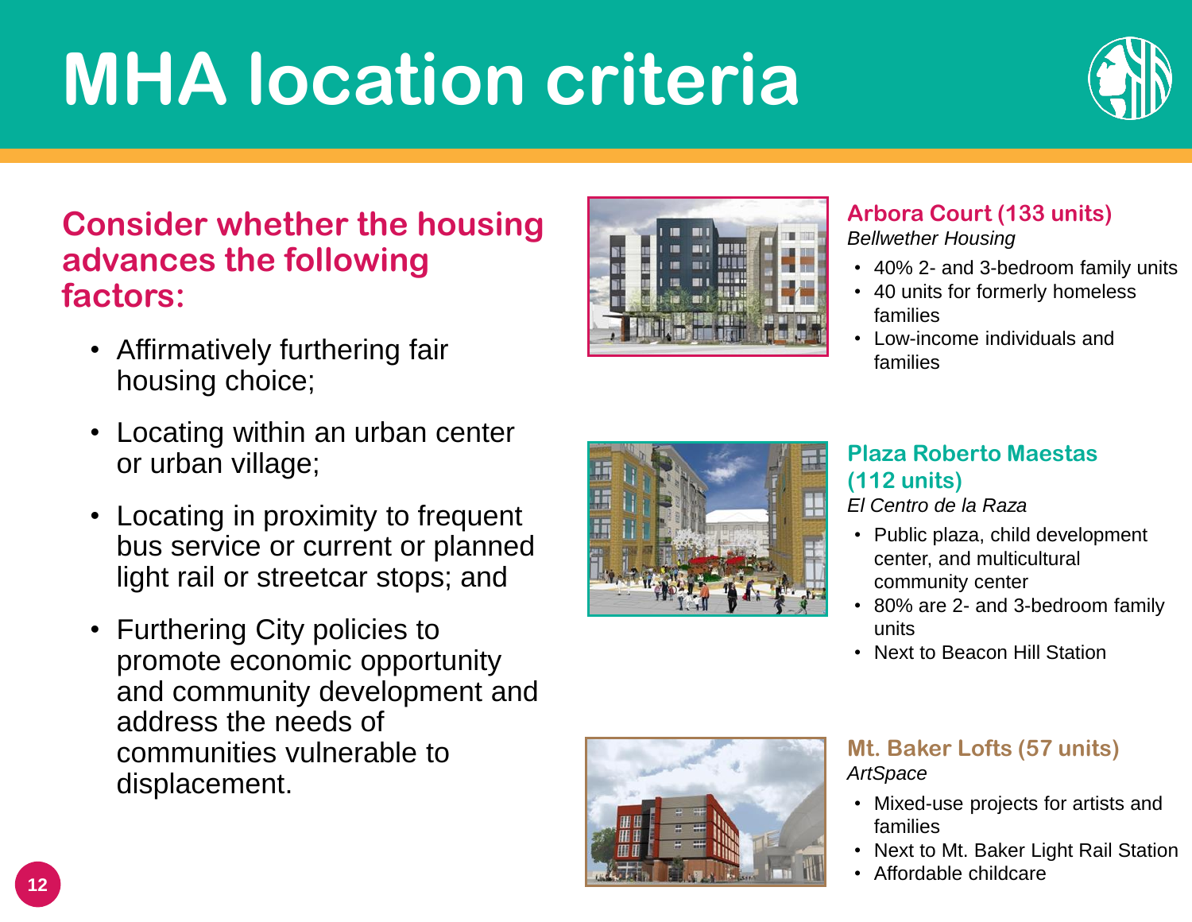# MHA location criteria

## Consider whether the housing advances the following factors:

- Affirmatively furthering fair housing choice;
- Locating within an urban center or urban village;
- Locating in proximity to frequent bus service or current or planned light rail or streetcar stops; and
- Furthering City policies to promote economic opportunity and community development and address the needs of communities vulnerable to displacement.

### Arbora Court (133 units)

*Bellwether Housing*

- 40% 2- and 3-bedroom family units
- 40 units for formerly homeless families
- Low-income individuals and families

### Plaza Roberto Maestas (112 units)

*El Centro de la Raza*

- Public plaza, child development center, and multicultural community center
- 80% are 2- and 3-bedroom family units
- Next to Beacon Hill Station

### Mt. Baker Lofts (57 units)

*ArtSpace*

- Mixed-use projects for artists and families
- Next to Mt. Baker Light Rail Station
- Affordable childcare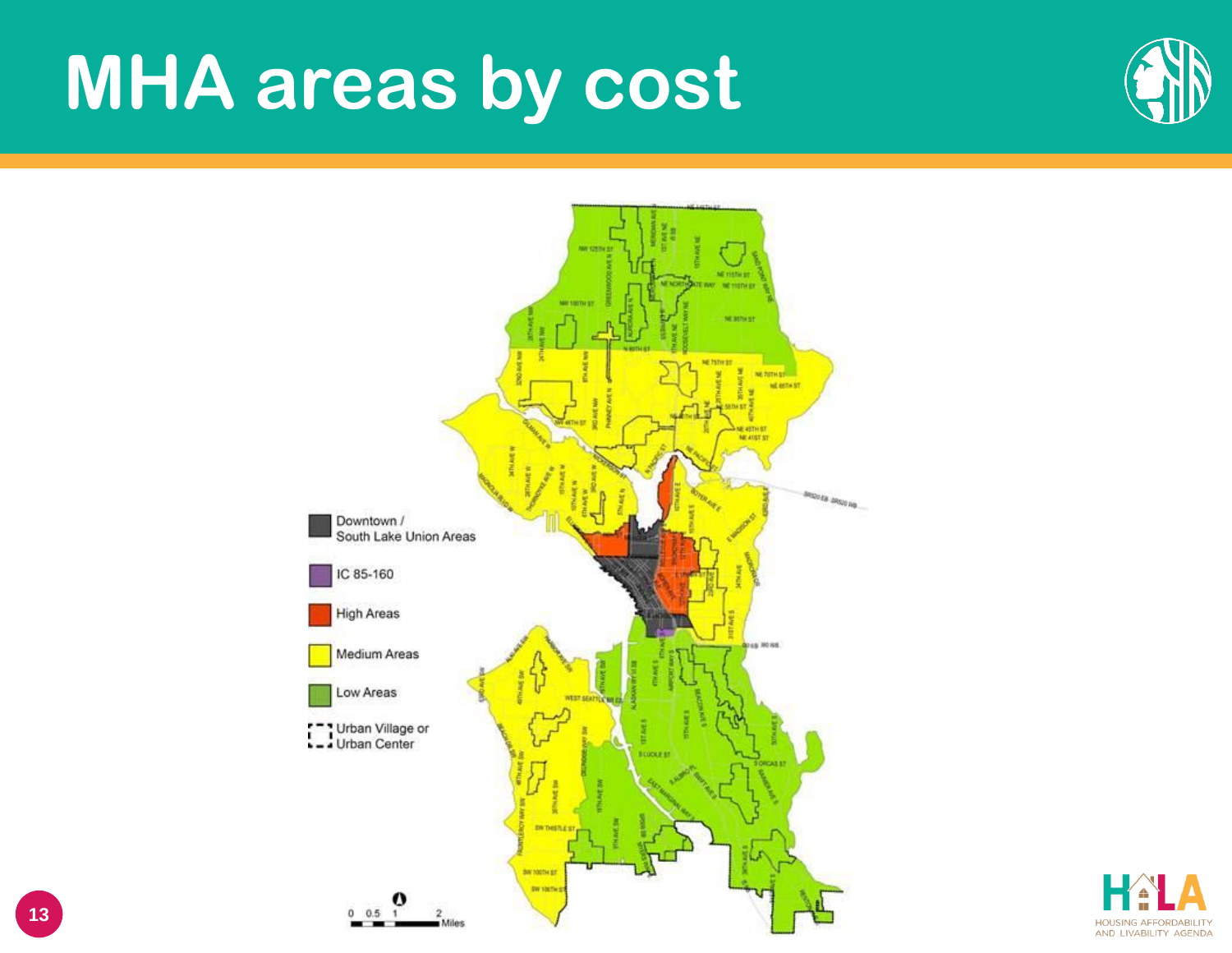# MHA areas by cost

- Downtown / South Lake Union Areas
- IC 85-160
- High Areas
- Medium Areas
- Low Areas
- Urban Village or Urban Center

0 0.5 1 2 Miles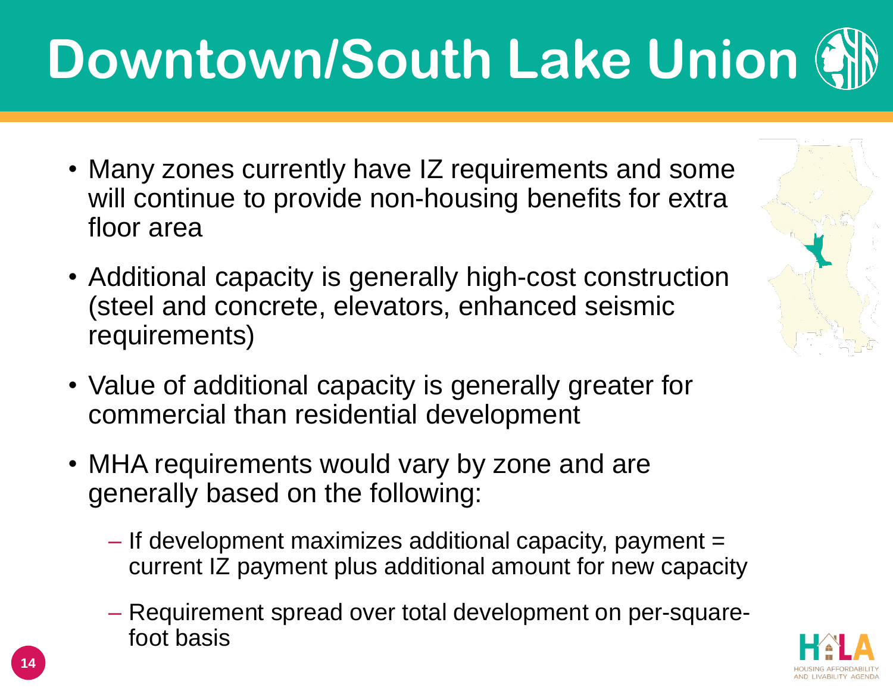# Downtown/South Lake Union

- Many zones currently have IZ requirements and some will continue to provide non-housing benefits for extra floor area
- Additional capacity is generally high-cost construction (steel and concrete, elevators, enhanced seismic requirements)
- Value of additional capacity is generally greater for commercial than residential development
- MHA requirements would vary by zone and are generally based on the following:
  - If development maximizes additional capacity, payment = current IZ payment plus additional amount for new capacity
  - Requirement spread over total development on per-square-foot basis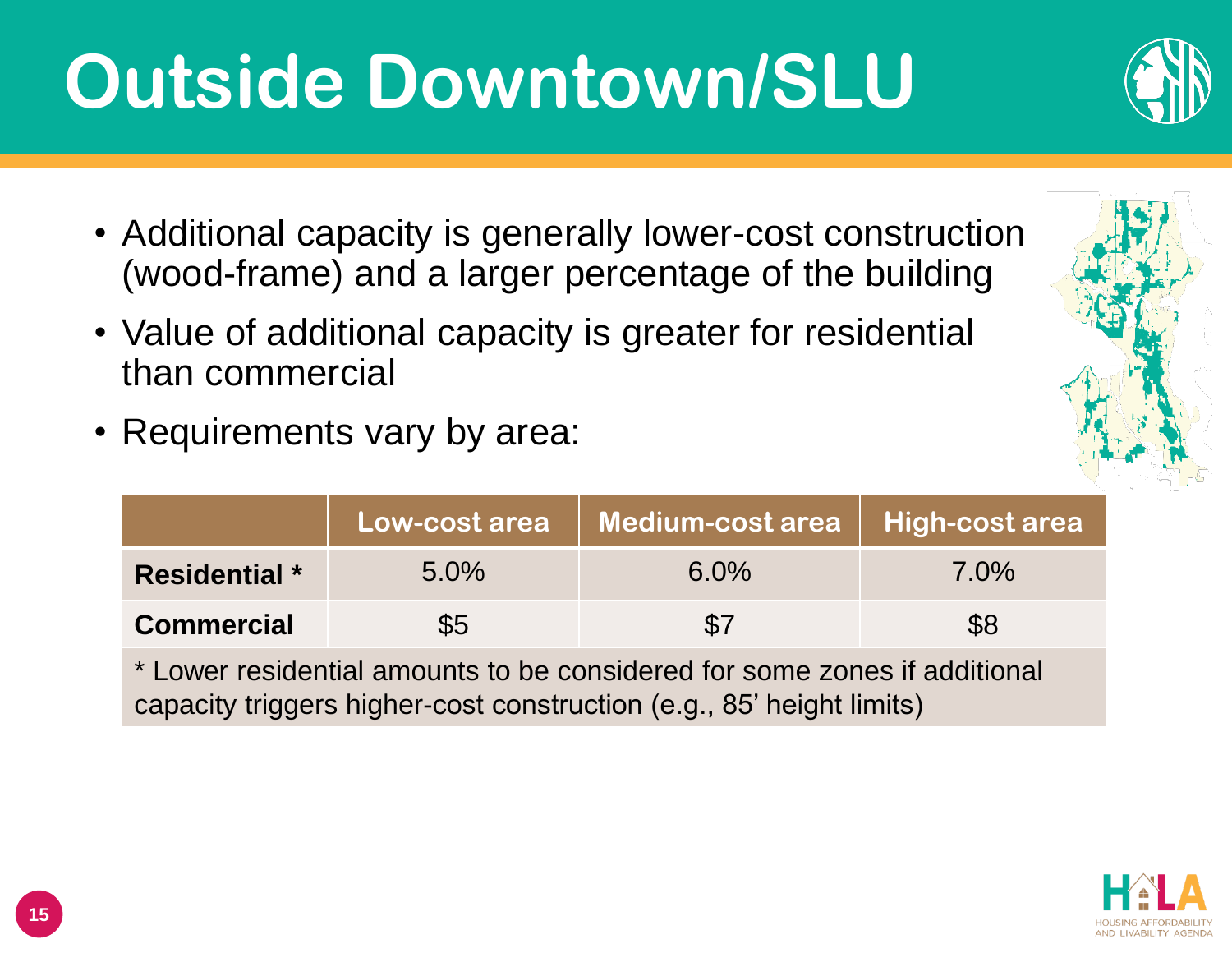# Outside Downtown/SLU

- Additional capacity is generally lower-cost construction (wood-frame) and a larger percentage of the building
- Value of additional capacity is greater for residential than commercial
- Requirements vary by area:

| | Low-cost area | Medium-cost area | High-cost area |
|---|---|---|---|
| **Residential *** | 5.0% | 6.0% | 7.0% |
| **Commercial** | $5 | $7 | $8 |

* Lower residential amounts to be considered for some zones if additional capacity triggers higher-cost construction (e.g., 85' height limits)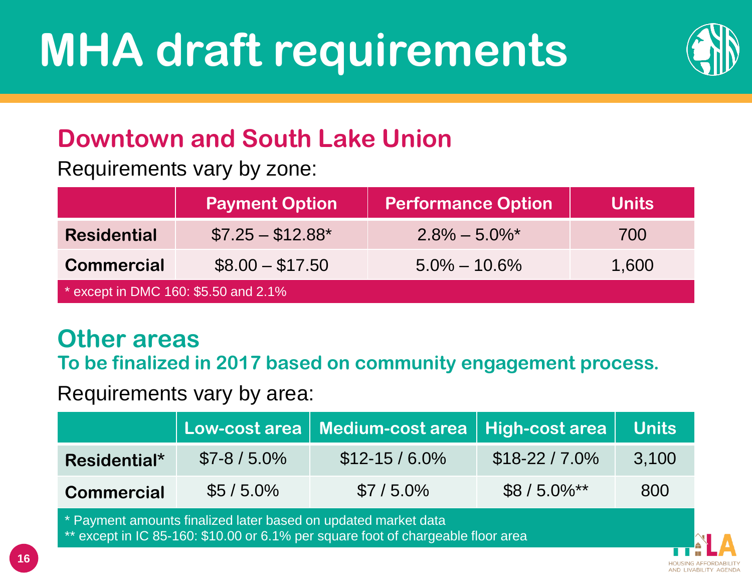# MHA draft requirements

## Downtown and South Lake Union

Requirements vary by zone:

| | Payment Option | Performance Option | Units |
|---|---|---|---|
| **Residential** | $7.25 – $12.88* | 2.8% – 5.0%* | 700 |
| **Commercial** | $8.00 – $17.50 | 5.0% – 10.6% | 1,600 |

* except in DMC 160: $5.50 and 2.1%

## Other areas

**To be finalized in 2017 based on community engagement process.**

Requirements vary by area:

| | Low-cost area | Medium-cost area | High-cost area | Units |
|---|---|---|---|---|
| **Residential*** | $7-8 / 5.0% | $12-15 / 6.0% | $18-22 / 7.0% | 3,100 |
| **Commercial** | $5 / 5.0% | $7 / 5.0% | $8 / 5.0%** | 800 |

* Payment amounts finalized later based on updated market data
** except in IC 85-160: $10.00 or 6.1% per square foot of chargeable floor area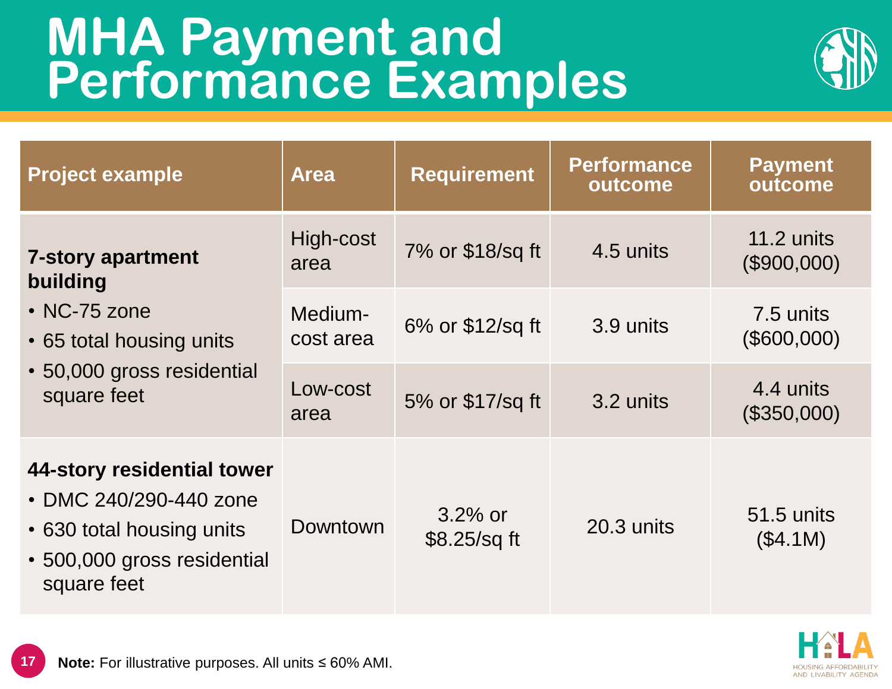# MHA Payment and Performance Examples

| Project example | Area | Requirement | Performance outcome | Payment outcome |
|---|---|---|---|---|
| **7-story apartment building**<br>• NC-75 zone<br>• 65 total housing units<br>• 50,000 gross residential square feet | High-cost area | 7% or $18/sq ft | 4.5 units | 11.2 units ($900,000) |
| | Medium-cost area | 6% or $12/sq ft | 3.9 units | 7.5 units ($600,000) |
| | Low-cost area | 5% or $17/sq ft | 3.2 units | 4.4 units ($350,000) |
| **44-story residential tower**<br>• DMC 240/290-440 zone<br>• 630 total housing units<br>• 500,000 gross residential square feet | Downtown | 3.2% or $8.25/sq ft | 20.3 units | 51.5 units ($4.1M) |

**Note:** For illustrative purposes. All units ≤ 60% AMI.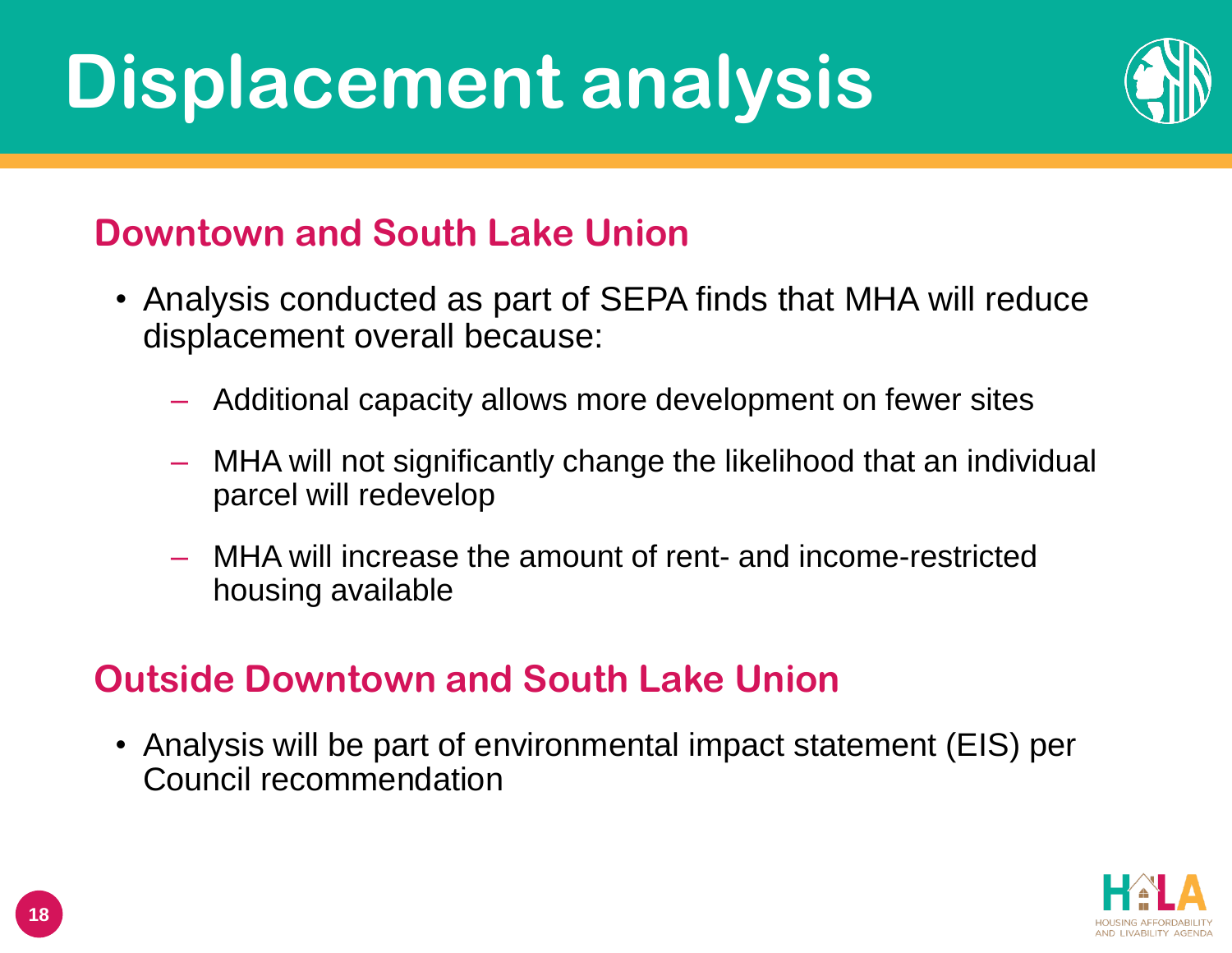# Displacement analysis

## Downtown and South Lake Union

- Analysis conducted as part of SEPA finds that MHA will reduce displacement overall because:
  - Additional capacity allows more development on fewer sites
  - MHA will not significantly change the likelihood that an individual parcel will redevelop
  - MHA will increase the amount of rent- and income-restricted housing available

## Outside Downtown and South Lake Union

- Analysis will be part of environmental impact statement (EIS) per Council recommendation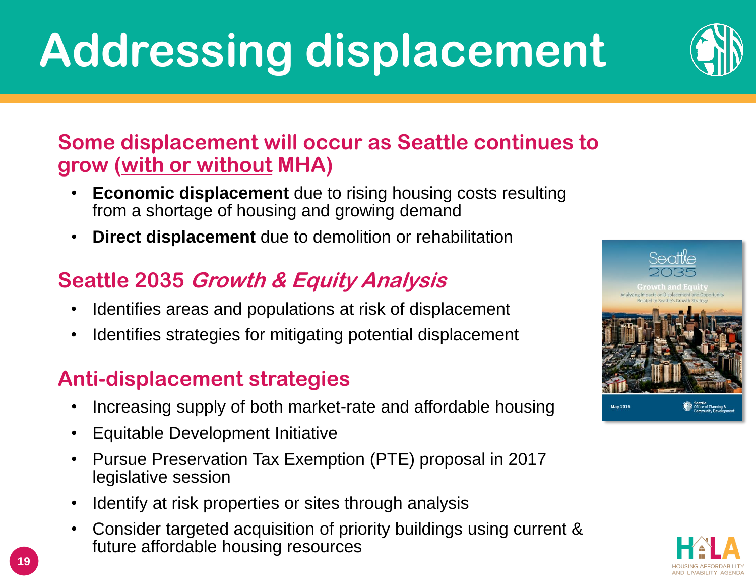# Addressing displacement

## Some displacement will occur as Seattle continues to grow (with or without MHA)

- **Economic displacement** due to rising housing costs resulting from a shortage of housing and growing demand
- **Direct displacement** due to demolition or rehabilitation

## Seattle 2035 *Growth & Equity Analysis*

- Identifies areas and populations at risk of displacement
- Identifies strategies for mitigating potential displacement

## Anti-displacement strategies

- Increasing supply of both market-rate and affordable housing
- Equitable Development Initiative
- Pursue Preservation Tax Exemption (PTE) proposal in 2017 legislative session
- Identify at risk properties or sites through analysis
- Consider targeted acquisition of priority buildings using current & future affordable housing resources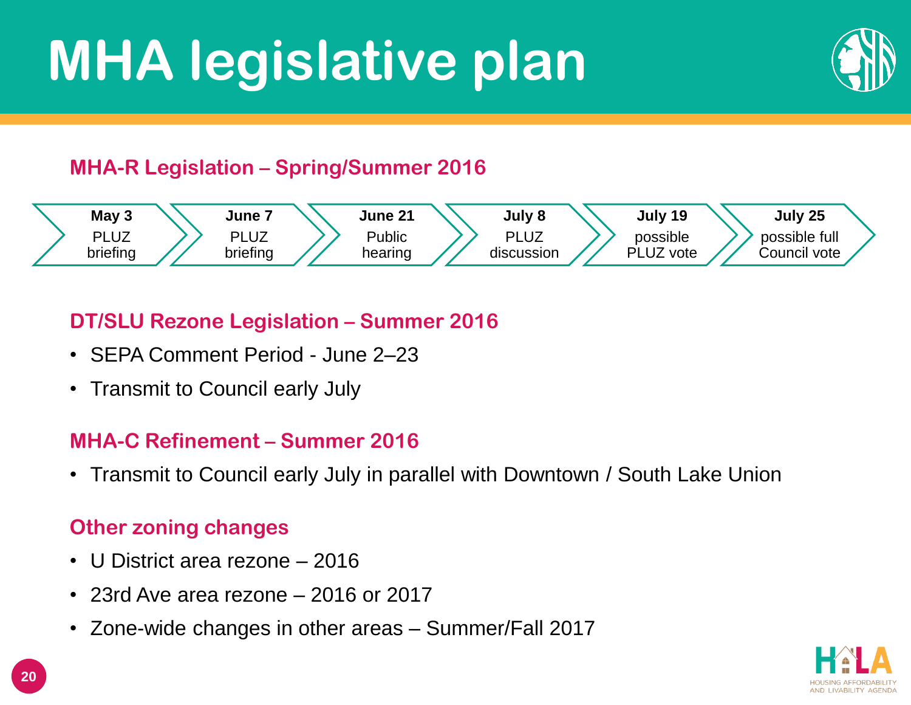# MHA legislative plan

## MHA-R Legislation – Spring/Summer 2016

**May 3**
PLUZ briefing

**June 7**
PLUZ briefing

**June 21**
Public hearing

**July 8**
PLUZ discussion

**July 19**
possible PLUZ vote

**July 25**
possible full Council vote

## DT/SLU Rezone Legislation – Summer 2016

- SEPA Comment Period - June 2–23
- Transmit to Council early July

## MHA-C Refinement – Summer 2016

- Transmit to Council early July in parallel with Downtown / South Lake Union

## Other zoning changes

- U District area rezone – 2016
- 23rd Ave area rezone – 2016 or 2017
- Zone-wide changes in other areas – Summer/Fall 2017

HALA
HOUSING AFFORDABILITY AND LIVABILITY AGENDA